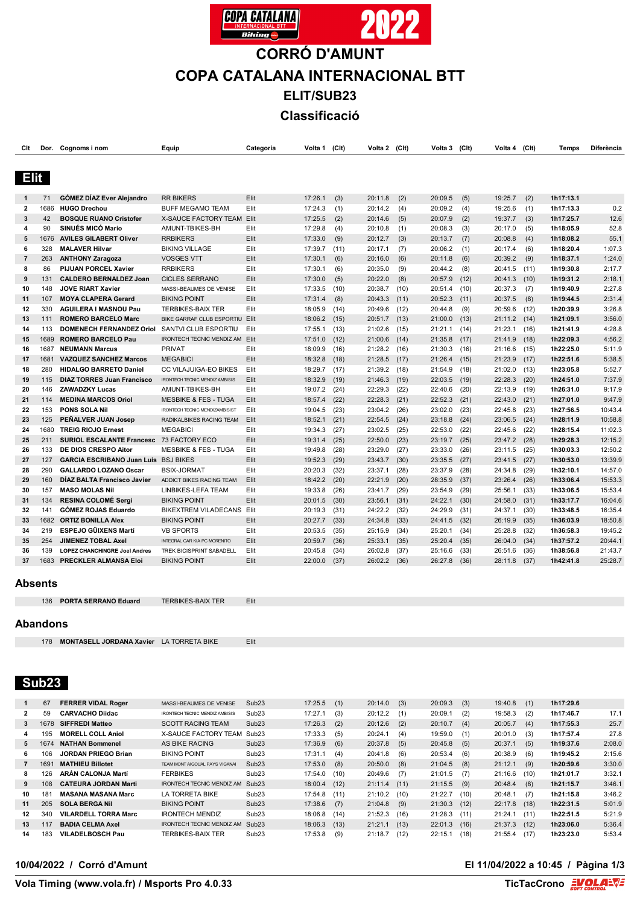# CORRÓ D'AMUNT

# COPA CATALANA INTERNACIONAL BTT

## ELIT/SUB23

## Classificació

### Elit

| Clt | Dor. | Cognoms i nom | Equip | Categoria | Volta 1 | (Clt) | Volta 2 | (Clt) | Volta 3 | (Clt) | Volta 4 | (Clt) | Temps | Diferència |
|---|---|---|---|---|---|---|---|---|---|---|---|---|---|---|
| 1 | 71 | **GÓMEZ DÍAZ Ever Alejandro** | RR BIKERS | Elit | 17:26.1 | (3) | 20:11.8 | (2) | 20:09.5 | (5) | 19:25.7 | (2) | **1h17:13.1** | |
| 2 | 1686 | **HUGO Drechou** | BUFF MEGAMO TEAM | Elit | 17:24.3 | (1) | 20:14.2 | (4) | 20:09.2 | (4) | 19:25.6 | (1) | **1h17:13.3** | 0.2 |
| 3 | 42 | **BOSQUE RUANO Cristofer** | X-SAUCE FACTORY TEAM | Elit | 17:25.5 | (2) | 20:14.6 | (5) | 20:07.9 | (2) | 19:37.7 | (3) | **1h17:25.7** | 12.6 |
| 4 | 90 | **SINUÉS MICÓ Mario** | AMUNT-TBIKES-BH | Elit | 17:29.8 | (4) | 20:10.8 | (1) | 20:08.3 | (3) | 20:17.0 | (5) | **1h18:05.9** | 52.8 |
| 5 | 1676 | **AVILES GILABERT Oliver** | RRBIKERS | Elit | 17:33.0 | (9) | 20:12.7 | (3) | 20:13.7 | (7) | 20:08.8 | (4) | **1h18:08.2** | 55.1 |
| 6 | 328 | **MALAVER Hilvar** | BIKING VILLAGE | Elit | 17:39.7 | (11) | 20:17.1 | (7) | 20:06.2 | (1) | 20:17.4 | (6) | **1h18:20.4** | 1:07.3 |
| 7 | 263 | **ANTHONY Zaragoza** | VOSGES VTT | Elit | 17:30.1 | (6) | 20:16.0 | (6) | 20:11.8 | (6) | 20:39.2 | (9) | **1h18:37.1** | 1:24.0 |
| 8 | 86 | **PIJUAN PORCEL Xavier** | RRBIKERS | Elit | 17:30.1 | (6) | 20:35.0 | (9) | 20:44.2 | (8) | 20:41.5 | (11) | **1h19:30.8** | 2:17.7 |
| 9 | 131 | **CALDERO BERNALDEZ Joan** | CICLES SERRANO | Elit | 17:30.0 | (5) | 20:22.0 | (8) | 20:57.9 | (12) | 20:41.3 | (10) | **1h19:31.2** | 2:18.1 |
| 10 | 148 | **JOVE RIART Xavier** | MASSI-BEAUMES DE VENISE | Elit | 17:33.5 | (10) | 20:38.7 | (10) | 20:51.4 | (10) | 20:37.3 | (7) | **1h19:40.9** | 2:27.8 |
| 11 | 107 | **MOYA CLAPERA Gerard** | BIKING POINT | Elit | 17:31.4 | (8) | 20:43.3 | (11) | 20:52.3 | (11) | 20:37.5 | (8) | **1h19:44.5** | 2:31.4 |
| 12 | 330 | **AGUILERA I MASNOU Pau** | TERBIKES-BAIX TER | Elit | 18:05.9 | (14) | 20:49.6 | (12) | 20:44.8 | (9) | 20:59.6 | (12) | **1h20:39.9** | 3:26.8 |
| 13 | 111 | **ROMERO BARCELO Marc** | BIKE GARRAF CLUB ESPORTIU | Elit | 18:06.2 | (15) | 20:51.7 | (13) | 21:00.0 | (13) | 21:11.2 | (14) | **1h21:09.1** | 3:56.0 |
| 14 | 113 | **DOMENECH FERNANDEZ Oriol** | SANTVI CLUB ESPORTIU | Elit | 17:55.1 | (13) | 21:02.6 | (15) | 21:21.1 | (14) | 21:23.1 | (16) | **1h21:41.9** | 4:28.8 |
| 15 | 1689 | **ROMERO BARCELO Pau** | IRONTECH TECNIC MENDIZ AM | Elit | 17:51.0 | (12) | 21:00.6 | (14) | 21:35.8 | (17) | 21:41.9 | (18) | **1h22:09.3** | 4:56.2 |
| 16 | 1687 | **NEUMANN Marcus** | PRIVAT | Elit | 18:09.9 | (16) | 21:28.2 | (16) | 21:30.3 | (16) | 21:16.6 | (15) | **1h22:25.0** | 5:11.9 |
| 17 | 1681 | **VAZQUEZ SANCHEZ Marcos** | MEGABICI | Elit | 18:32.8 | (18) | 21:28.5 | (17) | 21:26.4 | (15) | 21:23.9 | (17) | **1h22:51.6** | 5:38.5 |
| 18 | 280 | **HIDALGO BARRETO Daniel** | CC VILAJUIGA-EO BIKES | Elit | 18:29.7 | (17) | 21:39.2 | (18) | 21:54.9 | (18) | 21:02.0 | (13) | **1h23:05.8** | 5:52.7 |
| 19 | 115 | **DIAZ TORRES Juan Francisco** | IRONTECH TECNIC MENDIZ AMBISIS | Elit | 18:32.9 | (19) | 21:46.3 | (19) | 22:03.5 | (19) | 22:28.3 | (20) | **1h24:51.0** | 7:37.9 |
| 20 | 146 | **ZAWADZKY Lucas** | AMUNT-TBIKES-BH | Elit | 19:07.2 | (24) | 22:29.3 | (22) | 22:40.6 | (20) | 22:13.9 | (19) | **1h26:31.0** | 9:17.9 |
| 21 | 114 | **MEDINA MARCOS Oriol** | MESBIKE & FES - TUGA | Elit | 18:57.4 | (22) | 22:28.3 | (21) | 22:52.3 | (21) | 22:43.0 | (21) | **1h27:01.0** | 9:47.9 |
| 22 | 153 | **PONS SOLA Nil** | IRONTECH TECNIC MENDIZAMBISIST | Elit | 19:04.5 | (23) | 23:04.2 | (26) | 23:02.0 | (23) | 22:45.8 | (23) | **1h27:56.5** | 10:43.4 |
| 23 | 125 | **PEÑALVER JUAN Josep** | RADIKALBIKES RACING TEAM | Elit | 18:52.1 | (21) | 22:54.5 | (24) | 23:18.8 | (24) | 23:06.5 | (24) | **1h28:11.9** | 10:58.8 |
| 24 | 1680 | **TREIG RIOJO Ernest** | MEGABICI | Elit | 19:34.3 | (27) | 23:02.5 | (25) | 22:53.0 | (22) | 22:45.6 | (22) | **1h28:15.4** | 11:02.3 |
| 25 | 211 | **SURIOL ESCALANTE Francesc** | 73 FACTORY ECO | Elit | 19:31.4 | (25) | 22:50.0 | (23) | 23:19.7 | (25) | 23:47.2 | (28) | **1h29:28.3** | 12:15.2 |
| 26 | 133 | **DE DIOS CRESPO Aitor** | MESBIKE & FES - TUGA | Elit | 19:49.8 | (28) | 23:29.0 | (27) | 23:33.0 | (26) | 23:11.5 | (25) | **1h30:03.3** | 12:50.2 |
| 27 | 127 | **GARCIA ESCRIBANO Juan Luis** | BSJ BIKES | Elit | 19:52.3 | (29) | 23:43.7 | (30) | 23:35.5 | (27) | 23:41.5 | (27) | **1h30:53.0** | 13:39.9 |
| 28 | 290 | **GALLARDO LOZANO Oscar** | BSIX-JORMAT | Elit | 20:20.3 | (32) | 23:37.1 | (28) | 23:37.9 | (28) | 24:34.8 | (29) | **1h32:10.1** | 14:57.0 |
| 29 | 160 | **DÍAZ BALTA Francisco Javier** | ADDICT BIKES RACING TEAM | Elit | 18:42.2 | (20) | 22:21.9 | (20) | 28:35.9 | (37) | 23:26.4 | (26) | **1h33:06.4** | 15:53.3 |
| 30 | 157 | **MASO MOLAS Nil** | LINBIKES-LEFA TEAM | Elit | 19:33.8 | (26) | 23:41.7 | (29) | 23:54.9 | (29) | 25:56.1 | (33) | **1h33:06.5** | 15:53.4 |
| 31 | 134 | **RESINA COLOMÉ Sergi** | BIKING POINT | Elit | 20:01.5 | (30) | 23:56.1 | (31) | 24:22.1 | (30) | 24:58.0 | (31) | **1h33:17.7** | 16:04.6 |
| 32 | 141 | **GÓMEZ ROJAS Eduardo** | BIKEXTREM VILADECANS | Elit | 20:19.3 | (31) | 24:22.2 | (32) | 24:29.9 | (31) | 24:37.1 | (30) | **1h33:48.5** | 16:35.4 |
| 33 | 1682 | **ORTIZ BONILLA Alex** | BIKING POINT | Elit | 20:27.7 | (33) | 24:34.8 | (33) | 24:41.5 | (32) | 26:19.9 | (35) | **1h36:03.9** | 18:50.8 |
| 34 | 219 | **ESPEJO GÜIXENS Martí** | VB SPORTS | Elit | 20:53.5 | (35) | 25:15.9 | (34) | 25:20.1 | (34) | 25:28.8 | (32) | **1h36:58.3** | 19:45.2 |
| 35 | 254 | **JIMENEZ TOBAL Axel** | INTEGRAL CAR KIA PC MORENITO | Elit | 20:59.7 | (36) | 25:33.1 | (35) | 25:20.4 | (35) | 26:04.0 | (34) | **1h37:57.2** | 20:44.1 |
| 36 | 139 | **LOPEZ CHANCHINGRE Joel Andres** | TREK BICISPRINT SABADELL | Elit | 20:45.8 | (34) | 26:02.8 | (37) | 25:16.6 | (33) | 26:51.6 | (36) | **1h38:56.8** | 21:43.7 |
| 37 | 1683 | **PRECKLER ALMANSA Eloi** | BIKING POINT | Elit | 22:00.0 | (37) | 26:02.2 | (36) | 26:27.8 | (36) | 28:11.8 | (37) | **1h42:41.8** | 25:28.7 |

### Absents

| Dor. | Cognoms i nom | Equip | Categoria |
|---|---|---|---|
| 136 | **PORTA SERRANO Eduard** | TERBIKES-BAIX TER | Elit |

### Abandons

| Dor. | Cognoms i nom | Equip | Categoria |
|---|---|---|---|
| 178 | **MONTASELL JORDANA Xavier** | LA TORRETA BIKE | Elit |

### Sub23

| Clt | Dor. | Cognoms i nom | Equip | Categoria | Volta 1 | (Clt) | Volta 2 | (Clt) | Volta 3 | (Clt) | Volta 4 | (Clt) | Temps | Diferència |
|---|---|---|---|---|---|---|---|---|---|---|---|---|---|---|
| 1 | 67 | **FERRER VIDAL Roger** | MASSI-BEAUMES DE VENISE | Sub23 | 17:25.5 | (1) | 20:14.0 | (3) | 20:09.3 | (3) | 19:40.8 | (1) | **1h17:29.6** | |
| 2 | 59 | **CARVACHO Diidac** | IRONTECH TECNIC MENDIZ AMBISIS | Sub23 | 17:27.1 | (3) | 20:12.2 | (1) | 20:09.1 | (2) | 19:58.3 | (2) | **1h17:46.7** | 17.1 |
| 3 | 1678 | **SIFFREDI Matteo** | SCOTT RACING TEAM | Sub23 | 17:26.3 | (2) | 20:12.6 | (2) | 20:10.7 | (4) | 20:05.7 | (4) | **1h17:55.3** | 25.7 |
| 4 | 195 | **MORELL COLL Aniol** | X-SAUCE FACTORY TEAM | Sub23 | 17:33.3 | (5) | 20:24.1 | (4) | 19:59.0 | (1) | 20:01.0 | (3) | **1h17:57.4** | 27.8 |
| 5 | 1674 | **NATHAN Bommenel** | AS BIKE RACING | Sub23 | 17:36.9 | (6) | 20:37.8 | (5) | 20:45.8 | (5) | 20:37.1 | (5) | **1h19:37.6** | 2:08.0 |
| 6 | 106 | **JORDAN PRIEGO Brian** | BIKING POINT | Sub23 | 17:31.1 | (4) | 20:41.8 | (6) | 20:53.4 | (6) | 20:38.9 | (6) | **1h19:45.2** | 2:15.6 |
| 7 | 1691 | **MATHIEU Billotet** | TEAM MONT AIGOUAL PAYS VIGANAI | Sub23 | 17:53.0 | (8) | 20:50.0 | (8) | 21:04.5 | (8) | 21:12.1 | (9) | **1h20:59.6** | 3:30.0 |
| 8 | 126 | **ARÁN CALONJA Martí** | FERBIKES | Sub23 | 17:54.0 | (10) | 20:49.6 | (7) | 21:01.5 | (7) | 21:16.6 | (10) | **1h21:01.7** | 3:32.1 |
| 9 | 108 | **CASTURA JORDAN Marti** | IRONTECH TECNIC MENDIZ AM | Sub23 | 18:00.4 | (12) | 21:11.4 | (11) | 21:15.5 | (9) | 20:48.4 | (8) | **1h21:15.7** | 3:46.1 |
| 10 | 181 | **MASANA MASANA Marc** | LA TORRETA BIKE | Sub23 | 17:54.8 | (11) | 21:10.2 | (10) | 21:22.7 | (10) | 20:48.1 | (7) | **1h21:15.8** | 3:46.2 |
| 11 | 205 | **SOLA BERGA Nil** | BIKING POINT | Sub23 | 17:38.6 | (7) | 21:04.8 | (9) | 21:30.3 | (12) | 22:17.8 | (18) | **1h22:31.5** | 5:01.9 |
| 12 | 340 | **VILARDELL TORRA Marc** | IRONTECH MENDIZ | Sub23 | 18:06.8 | (14) | 21:52.3 | (16) | 21:28.3 | (11) | 21:24.1 | (11) | **1h22:51.5** | 5:21.9 |
| 13 | 117 | **BADIA CELMA Axel** | IRONTECH TECNIC MENDIZ AM | Sub23 | 18:06.3 | (13) | 21:21.1 | (13) | 22:01.3 | (16) | 21:37.3 | (12) | **1h23:06.0** | 5:36.4 |
| 14 | 183 | **VILADELBOSCH Pau** | TERBIKES-BAIX TER | Sub23 | 17:53.8 | (9) | 21:18.7 | (12) | 22:15.1 | (18) | 21:55.4 | (17) | **1h23:23.0** | 5:53.4 |

**10/04/2022 / Corró d'Amunt**

**El 11/04/2022 a 10:45**

**Vola Timing (www.vola.fr) / Msports Pro 4.0.33**

**TicTacCrono**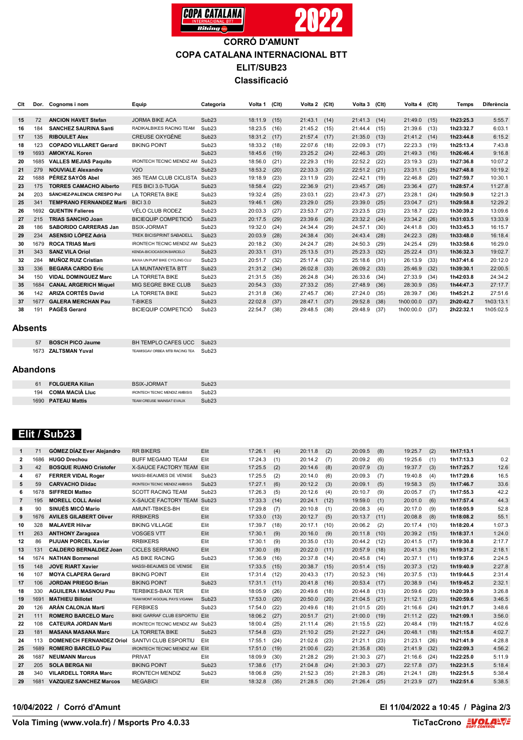# CORRÓ D'AMUNT

## COPA CATALANA INTERNACIONAL BTT

## ELIT/SUB23

## Classificació

| Clt | Dor. | Cognoms i nom | Equip | Categoria | Volta 1 | (Clt) | Volta 2 | (Clt) | Volta 3 | (Clt) | Volta 4 | (Clt) | Temps | Diferència |
|---|---|---|---|---|---|---|---|---|---|---|---|---|---|---|
| 15 | 72 | **ANCION HAVET Stefan** | JORMA BIKE ACA | Sub23 | 18:11.9 | (15) | 21:43.1 | (14) | 21:41.3 | (14) | 21:49.0 | (15) | **1h23:25.3** | 5:55.7 |
| 16 | 184 | **SANCHEZ SAURINA Santi** | RADIKALBIKES RACING TEAM | Sub23 | 18:23.5 | (16) | 21:45.2 | (15) | 21:44.4 | (15) | 21:39.6 | (13) | **1h23:32.7** | 6:03.1 |
| 17 | 135 | **RIBOULET Alex** | CREUSE OXYGÈNE | Sub23 | 18:31.2 | (17) | 21:57.4 | (17) | 21:35.0 | (13) | 21:41.2 | (14) | **1h23:44.8** | 6:15.2 |
| 18 | 123 | **COPADO VILLARET Gerard** | BIKING POINT | Sub23 | 18:33.2 | (18) | 22:07.6 | (18) | 22:09.3 | (17) | 22:23.3 | (19) | **1h25:13.4** | 7:43.8 |
| 19 | 1693 | **AMOKYAL Koren** | | Sub23 | 18:45.6 | (19) | 23:25.2 | (24) | 22:46.3 | (20) | 21:49.3 | (16) | **1h26:46.4** | 9:16.8 |
| 20 | 1685 | **VALLES MEJIAS Paquito** | IRONTECH TECNIC MENDIZ AM | Sub23 | 18:56.0 | (21) | 22:29.3 | (19) | 22:52.2 | (22) | 23:19.3 | (23) | **1h27:36.8** | 10:07.2 |
| 21 | 279 | **NOUVIALE Alexandre** | V2O | Sub23 | 18:53.2 | (20) | 22:33.3 | (20) | 22:51.2 | (21) | 23:31.1 | (25) | **1h27:48.8** | 10:19.2 |
| 22 | 1688 | **PÉREZ SAYÓS Abel** | 365 TEAM CLUB CICLISTA | Sub23 | 19:18.9 | (23) | 23:11.9 | (23) | 22:42.1 | (19) | 22:46.8 | (20) | **1h27:59.7** | 10:30.1 |
| 23 | 175 | **TORRES CAMACHO Alberto** | FES BICI 3.0-TUGA | Sub23 | 18:58.4 | (22) | 22:36.9 | (21) | 23:45.7 | (26) | 23:36.4 | (27) | **1h28:57.4** | 11:27.8 |
| 24 | 203 | **SÁNCHEZ-PALENCIA CRESPO Pol** | LA TORRETA BIKE | Sub23 | 19:32.4 | (25) | 23:03.1 | (22) | 23:47.3 | (27) | 23:28.1 | (24) | **1h29:50.9** | 12:21.3 |
| 25 | 341 | **TEMPRANO FERNANDEZ Marti** | BICI 3.0 | Sub23 | 19:46.1 | (26) | 23:29.0 | (25) | 23:39.0 | (25) | 23:04.7 | (21) | **1h29:58.8** | 12:29.2 |
| 26 | 1692 | **QUENTIN Falieres** | VÉLO CLUB RODEZ | Sub23 | 20:03.3 | (27) | 23:53.7 | (27) | 23:23.5 | (23) | 23:18.7 | (22) | **1h30:39.2** | 13:09.6 |
| 27 | 215 | **TRIAS SANCHO Joan** | BICIEQUIP COMPETICIÓ | Sub23 | 20:17.5 | (29) | 23:39.6 | (26) | 23:32.2 | (24) | 23:34.2 | (26) | **1h31:03.5** | 13:33.9 |
| 28 | 186 | **SABORIDO CARRERAS Jan** | BSIX-JORMAT | Sub23 | 19:32.0 | (24) | 24:34.4 | (29) | 24:57.1 | (30) | 24:41.8 | (30) | **1h33:45.3** | 16:15.7 |
| 29 | 234 | **ASENSIO LÓPEZ Adrià** | TREK BICISPRINT SABADELL | Sub23 | 20:03.9 | (28) | 24:38.4 | (30) | 24:43.4 | (28) | 24:22.3 | (28) | **1h33:48.0** | 16:18.4 |
| 30 | 1679 | **ROCA TRIAS Marti** | IRONTECH TECNIC MENDIZ AM | Sub23 | 20:18.2 | (30) | 24:24.7 | (28) | 24:50.3 | (29) | 24:25.4 | (29) | **1h33:58.6** | 16:29.0 |
| 31 | 343 | **SANZ VILA Oriol** | KENDA-BICIOCASION BARCELO | Sub23 | 20:33.1 | (31) | 25:13.5 | (31) | 25:23.3 | (32) | 25:22.4 | (31) | **1h36:32.3** | 19:02.7 |
| 32 | 284 | **MUÑOZ RUIZ Cristian** | BAIXA UN PUNT BIKE CYCLING CLU | Sub23 | 20:51.7 | (32) | 25:17.4 | (32) | 25:18.6 | (31) | 26:13.9 | (33) | **1h37:41.6** | 20:12.0 |
| 33 | 336 | **BEGARA CARDO Eric** | LA MUNTANYETA BTT | Sub23 | 21:31.2 | (34) | 26:02.8 | (33) | 26:09.2 | (33) | 25:46.9 | (32) | **1h39:30.1** | 22:00.5 |
| 34 | 150 | **VIDAL DOMINGUEZ Marc** | LA TORRETA BIKE | Sub23 | 21:31.5 | (35) | 26:24.8 | (34) | 26:33.6 | (34) | 27:33.9 | (34) | **1h42:03.8** | 24:34.2 |
| 35 | 1684 | **CANAL ARGERICH Miquel** | MIG SEGRE BIKE CLUB | Sub23 | 20:54.3 | (33) | 27:33.2 | (35) | 27:48.9 | (36) | 28:30.9 | (35) | **1h44:47.3** | 27:17.7 |
| 36 | 142 | **ARIZA CORTÉS David** | LA TORRETA BIKE | Sub23 | 21:31.8 | (36) | 27:45.7 | (36) | 27:24.0 | (35) | 28:39.7 | (36) | **1h45:21.2** | 27:51.6 |
| 37 | 1677 | **GALERA MERCHAN Pau** | T-BIKES | Sub23 | 22:02.8 | (37) | 28:47.1 | (37) | 29:52.8 | (38) | 1h00:00.0 | (37) | **2h20:42.7** | 1h03:13.1 |
| 38 | 191 | **PAGÈS Gerard** | BICIEQUIP COMPETICIÓ | Sub23 | 22:54.7 | (38) | 29:48.5 | (38) | 29:48.9 | (37) | 1h00:00.0 | (37) | **2h22:32.1** | 1h05:02.5 |

## Absents

| Dor. | Cognoms i nom | Equip | Categoria |
|---|---|---|---|
| 57 | **BOSCH PICO Jaume** | BH TEMPLO CAFES UCC | Sub23 |
| 1673 | **ZALTSMAN Yuval** | TEAMSGAV ORBEA MTB RACING TEA | Sub23 |

## Abandons

| Dor. | Cognoms i nom | Equip | Categoria |
|---|---|---|---|
| 61 | **FOLGUERA Kilian** | BSIX-JORMAT | Sub23 |
| 194 | **COMA MACIÀ Lluc** | IRONTECH TECNIC MENDIZ AMBISIS | Sub23 |
| 1690 | **PATEAU Mattis** | TEAM CREUSE MAINSAT EVAUX | Sub23 |

## Elit / Sub23

| Clt | Dor. | Cognoms i nom | Equip | Categoria | Volta 1 | (Clt) | Volta 2 | (Clt) | Volta 3 | (Clt) | Volta 4 | (Clt) | Temps | Diferència |
|---|---|---|---|---|---|---|---|---|---|---|---|---|---|---|
| 1 | 71 | **GÓMEZ DÍAZ Ever Alejandro** | RR BIKERS | Elit | 17:26.1 | (4) | 20:11.8 | (2) | 20:09.5 | (8) | 19:25.7 | (2) | **1h17:13.1** | |
| 2 | 1686 | **HUGO Drechou** | BUFF MEGAMO TEAM | Elit | 17:24.3 | (1) | 20:14.2 | (7) | 20:09.2 | (6) | 19:25.6 | (1) | **1h17:13.3** | 0.2 |
| 3 | 42 | **BOSQUE RUANO Cristofer** | X-SAUCE FACTORY TEAM | Elit | 17:25.5 | (2) | 20:14.6 | (8) | 20:07.9 | (3) | 19:37.7 | (3) | **1h17:25.7** | 12.6 |
| 4 | 67 | **FERRER VIDAL Roger** | MASSI-BEAUMES DE VENISE | Sub23 | 17:25.5 | (2) | 20:14.0 | (6) | 20:09.3 | (7) | 19:40.8 | (4) | **1h17:29.6** | 16.5 |
| 5 | 59 | **CARVACHO Diidac** | IRONTECH TECNIC MENDIZ AMBISIS | Sub23 | 17:27.1 | (6) | 20:12.2 | (3) | 20:09.1 | (5) | 19:58.3 | (5) | **1h17:46.7** | 33.6 |
| 6 | 1678 | **SIFFREDI Matteo** | SCOTT RACING TEAM | Sub23 | 17:26.3 | (5) | 20:12.6 | (4) | 20:10.7 | (9) | 20:05.7 | (7) | **1h17:55.3** | 42.2 |
| 7 | 195 | **MORELL COLL Aniol** | X-SAUCE FACTORY TEAM | Sub23 | 17:33.3 | (14) | 20:24.1 | (12) | 19:59.0 | (1) | 20:01.0 | (6) | **1h17:57.4** | 44.3 |
| 8 | 90 | **SINUÉS MICÓ Mario** | AMUNT-TBIKES-BH | Elit | 17:29.8 | (7) | 20:10.8 | (1) | 20:08.3 | (4) | 20:17.0 | (9) | **1h18:05.9** | 52.8 |
| 9 | 1676 | **AVILES GILABERT Oliver** | RRBIKERS | Elit | 17:33.0 | (13) | 20:12.7 | (5) | 20:13.7 | (11) | 20:08.8 | (8) | **1h18:08.2** | 55.1 |
| 10 | 328 | **MALAVER Hilvar** | BIKING VILLAGE | Elit | 17:39.7 | (18) | 20:17.1 | (10) | 20:06.2 | (2) | 20:17.4 | (10) | **1h18:20.4** | 1:07.3 |
| 11 | 263 | **ANTHONY Zaragoza** | VOSGES VTT | Elit | 17:30.1 | (9) | 20:16.0 | (9) | 20:11.8 | (10) | 20:39.2 | (15) | **1h18:37.1** | 1:24.0 |
| 12 | 86 | **PIJUAN PORCEL Xavier** | RRBIKERS | Elit | 17:30.1 | (9) | 20:35.0 | (13) | 20:44.2 | (12) | 20:41.5 | (17) | **1h19:30.8** | 2:17.7 |
| 13 | 131 | **CALDERO BERNALDEZ Joan** | CICLES SERRANO | Elit | 17:30.0 | (8) | 20:22.0 | (11) | 20:57.9 | (18) | 20:41.3 | (16) | **1h19:31.2** | 2:18.1 |
| 14 | 1674 | **NATHAN Bommenel** | AS BIKE RACING | Sub23 | 17:36.9 | (16) | 20:37.8 | (14) | 20:45.8 | (14) | 20:37.1 | (11) | **1h19:37.6** | 2:24.5 |
| 15 | 148 | **JOVE RIART Xavier** | MASSI-BEAUMES DE VENISE | Elit | 17:33.5 | (15) | 20:38.7 | (15) | 20:51.4 | (15) | 20:37.3 | (12) | **1h19:40.9** | 2:27.8 |
| 16 | 107 | **MOYA CLAPERA Gerard** | BIKING POINT | Elit | 17:31.4 | (12) | 20:43.3 | (17) | 20:52.3 | (16) | 20:37.5 | (13) | **1h19:44.5** | 2:31.4 |
| 17 | 106 | **JORDAN PRIEGO Brian** | BIKING POINT | Sub23 | 17:31.1 | (11) | 20:41.8 | (16) | 20:53.4 | (17) | 20:38.9 | (14) | **1h19:45.2** | 2:32.1 |
| 18 | 330 | **AGUILERA I MASNOU Pau** | TERBIKES-BAIX TER | Elit | 18:05.9 | (26) | 20:49.6 | (18) | 20:44.8 | (13) | 20:59.6 | (20) | **1h20:39.9** | 3:26.8 |
| 19 | 1691 | **MATHIEU Billotet** | TEAM MONT AIGOUAL PAYS VIGANAI | Sub23 | 17:53.0 | (20) | 20:50.0 | (20) | 21:04.5 | (21) | 21:12.1 | (23) | **1h20:59.6** | 3:46.5 |
| 20 | 126 | **ARÁN CALONJA Martí** | FERBIKES | Sub23 | 17:54.0 | (22) | 20:49.6 | (18) | 21:01.5 | (20) | 21:16.6 | (24) | **1h21:01.7** | 3:48.6 |
| 21 | 111 | **ROMERO BARCELO Marc** | BIKE GARRAF CLUB ESPORTIU | Elit | 18:06.2 | (27) | 20:51.7 | (21) | 21:00.0 | (19) | 21:11.2 | (22) | **1h21:09.1** | 3:56.0 |
| 22 | 108 | **CATEURA JORDAN Marti** | IRONTECH TECNIC MENDIZ AM | Sub23 | 18:00.4 | (25) | 21:11.4 | (26) | 21:15.5 | (22) | 20:48.4 | (19) | **1h21:15.7** | 4:02.6 |
| 23 | 181 | **MASANA MASANA Marc** | LA TORRETA BIKE | Sub23 | 17:54.8 | (23) | 21:10.2 | (25) | 21:22.7 | (24) | 20:48.1 | (18) | **1h21:15.8** | 4:02.7 |
| 24 | 113 | **DOMENECH FERNANDEZ Oriol** | SANTVI CLUB ESPORTIU | Elit | 17:55.1 | (24) | 21:02.6 | (23) | 21:21.1 | (23) | 21:23.1 | (26) | **1h21:41.9** | 4:28.8 |
| 25 | 1689 | **ROMERO BARCELO Pau** | IRONTECH TECNIC MENDIZ AM | Elit | 17:51.0 | (19) | 21:00.6 | (22) | 21:35.8 | (30) | 21:41.9 | (32) | **1h22:09.3** | 4:56.2 |
| 26 | 1687 | **NEUMANN Marcus** | PRIVAT | Elit | 18:09.9 | (30) | 21:28.2 | (29) | 21:30.3 | (27) | 21:16.6 | (24) | **1h22:25.0** | 5:11.9 |
| 27 | 205 | **SOLA BERGA Nil** | BIKING POINT | Sub23 | 17:38.6 | (17) | 21:04.8 | (24) | 21:30.3 | (27) | 22:17.8 | (37) | **1h22:31.5** | 5:18.4 |
| 28 | 340 | **VILARDELL TORRA Marc** | IRONTECH MENDIZ | Sub23 | 18:06.8 | (29) | 21:52.3 | (35) | 21:28.3 | (26) | 21:24.1 | (28) | **1h22:51.5** | 5:38.4 |
| 29 | 1681 | **VAZQUEZ SANCHEZ Marcos** | MEGABICI | Elit | 18:32.8 | (35) | 21:28.5 | (30) | 21:26.4 | (25) | 21:23.9 | (27) | **1h22:51.6** | 5:38.5 |

**10/04/2022 / Corró d'Amunt** — **El 11/04/2022 a 10:45**

**Vola Timing (www.vola.fr) / Msports Pro 4.0.33** — **TicTacCrono**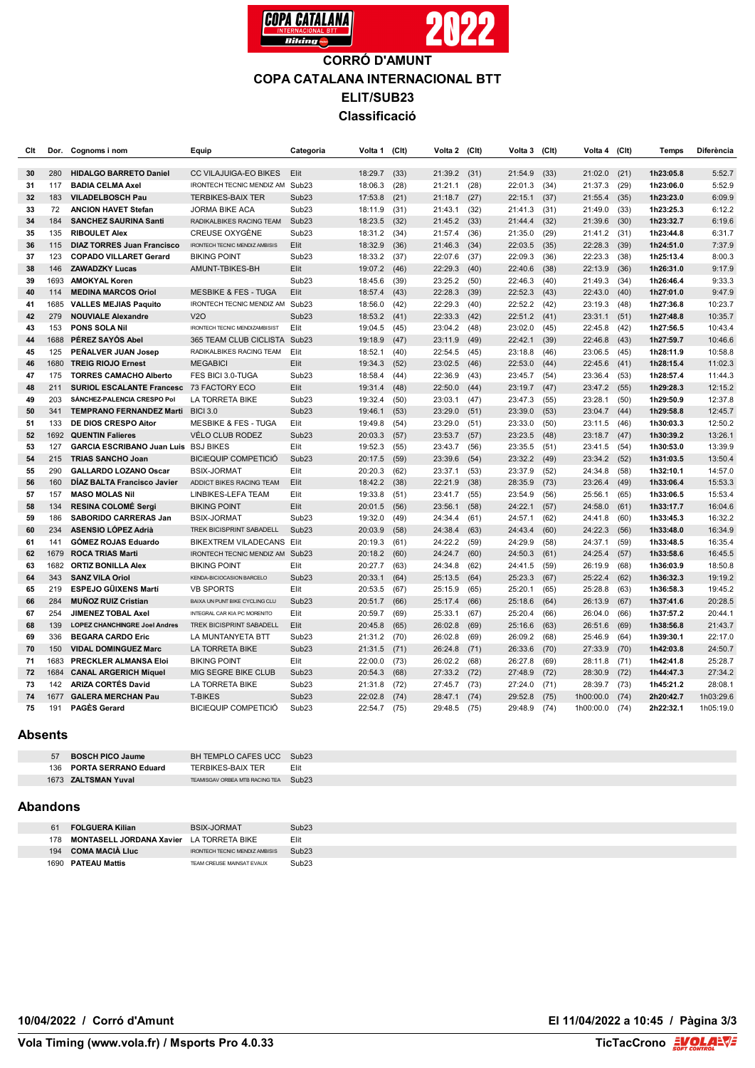# CORRÓ D'AMUNT

# COPA CATALANA INTERNACIONAL BTT

# ELIT/SUB23

# Classificació

| Clt | Dor. | Cognoms i nom | Equip | Categoria | Volta 1 | (Clt) | Volta 2 | (Clt) | Volta 3 | (Clt) | Volta 4 | (Clt) | Temps | Diferència |
|---|---|---|---|---|---|---|---|---|---|---|---|---|---|---|
| 30 | 280 | **HIDALGO BARRETO Daniel** | CC VILAJUIGA-EO BIKES | Elit | 18:29.7 | (33) | 21:39.2 | (31) | 21:54.9 | (33) | 21:02.0 | (21) | **1h23:05.8** | 5:52.7 |
| 31 | 117 | **BADIA CELMA Axel** | IRONTECH TECNIC MENDIZ AM | Sub23 | 18:06.3 | (28) | 21:21.1 | (28) | 22:01.3 | (34) | 21:37.3 | (29) | **1h23:06.0** | 5:52.9 |
| 32 | 183 | **VILADELBOSCH Pau** | TERBIKES-BAIX TER | Sub23 | 17:53.8 | (21) | 21:18.7 | (27) | 22:15.1 | (37) | 21:55.4 | (35) | **1h23:23.0** | 6:09.9 |
| 33 | 72 | **ANCION HAVET Stefan** | JORMA BIKE ACA | Sub23 | 18:11.9 | (31) | 21:43.1 | (32) | 21:41.3 | (31) | 21:49.0 | (33) | **1h23:25.3** | 6:12.2 |
| 34 | 184 | **SANCHEZ SAURINA Santi** | RADIKALBIKES RACING TEAM | Sub23 | 18:23.5 | (32) | 21:45.2 | (33) | 21:44.4 | (32) | 21:39.6 | (30) | **1h23:32.7** | 6:19.6 |
| 35 | 135 | **RIBOULET Alex** | CREUSE OXYGÈNE | Sub23 | 18:31.2 | (34) | 21:57.4 | (36) | 21:35.0 | (29) | 21:41.2 | (31) | **1h23:44.8** | 6:31.7 |
| 36 | 115 | **DIAZ TORRES Juan Francisco** | IRONTECH TECNIC MENDIZ AMBISIS | Elit | 18:32.9 | (36) | 21:46.3 | (34) | 22:03.5 | (35) | 22:28.3 | (39) | **1h24:51.0** | 7:37.9 |
| 37 | 123 | **COPADO VILLARET Gerard** | BIKING POINT | Sub23 | 18:33.2 | (37) | 22:07.6 | (37) | 22:09.3 | (36) | 22:23.3 | (38) | **1h25:13.4** | 8:00.3 |
| 38 | 146 | **ZAWADZKY Lucas** | AMUNT-TBIKES-BH | Elit | 19:07.2 | (46) | 22:29.3 | (40) | 22:40.6 | (38) | 22:13.9 | (36) | **1h26:31.0** | 9:17.9 |
| 39 | 1693 | **AMOKYAL Koren** | | Sub23 | 18:45.6 | (39) | 23:25.2 | (50) | 22:46.3 | (40) | 21:49.3 | (34) | **1h26:46.4** | 9:33.3 |
| 40 | 114 | **MEDINA MARCOS Oriol** | MESBIKE & FES - TUGA | Elit | 18:57.4 | (43) | 22:28.3 | (39) | 22:52.3 | (43) | 22:43.0 | (40) | **1h27:01.0** | 9:47.9 |
| 41 | 1685 | **VALLES MEJIAS Paquito** | IRONTECH TECNIC MENDIZ AM | Sub23 | 18:56.0 | (42) | 22:29.3 | (40) | 22:52.2 | (42) | 23:19.3 | (48) | **1h27:36.8** | 10:23.7 |
| 42 | 279 | **NOUVIALE Alexandre** | V2O | Sub23 | 18:53.2 | (41) | 22:33.3 | (42) | 22:51.2 | (41) | 23:31.1 | (51) | **1h27:48.8** | 10:35.7 |
| 43 | 153 | **PONS SOLA Nil** | IRONTECH TECNIC MENDIZAMBISIST | Elit | 19:04.5 | (45) | 23:04.2 | (48) | 23:02.0 | (45) | 22:45.8 | (42) | **1h27:56.5** | 10:43.4 |
| 44 | 1688 | **PÉREZ SAYÓS Abel** | 365 TEAM CLUB CICLISTA | Sub23 | 19:18.9 | (47) | 23:11.9 | (49) | 22:42.1 | (39) | 22:46.8 | (43) | **1h27:59.7** | 10:46.6 |
| 45 | 125 | **PEÑALVER JUAN Josep** | RADIKALBIKES RACING TEAM | Elit | 18:52.1 | (40) | 22:54.5 | (45) | 23:18.8 | (46) | 23:06.5 | (45) | **1h28:11.9** | 10:58.8 |
| 46 | 1680 | **TREIG RIOJO Ernest** | MEGABICI | Elit | 19:34.3 | (52) | 23:02.5 | (46) | 22:53.0 | (44) | 22:45.6 | (41) | **1h28:15.4** | 11:02.3 |
| 47 | 175 | **TORRES CAMACHO Alberto** | FES BICI 3.0-TUGA | Sub23 | 18:58.4 | (44) | 22:36.9 | (43) | 23:45.7 | (54) | 23:36.4 | (53) | **1h28:57.4** | 11:44.3 |
| 48 | 211 | **SURIOL ESCALANTE Francesc** | 73 FACTORY ECO | Elit | 19:31.4 | (48) | 22:50.0 | (44) | 23:19.7 | (47) | 23:47.2 | (55) | **1h29:28.3** | 12:15.2 |
| 49 | 203 | **SÁNCHEZ-PALENCIA CRESPO Pol** | LA TORRETA BIKE | Sub23 | 19:32.4 | (50) | 23:03.1 | (47) | 23:47.3 | (55) | 23:28.1 | (50) | **1h29:50.9** | 12:37.8 |
| 50 | 341 | **TEMPRANO FERNANDEZ Marti** | BICI 3.0 | Sub23 | 19:46.1 | (53) | 23:29.0 | (51) | 23:39.0 | (53) | 23:04.7 | (44) | **1h29:58.8** | 12:45.7 |
| 51 | 133 | **DE DIOS CRESPO Aitor** | MESBIKE & FES - TUGA | Elit | 19:49.8 | (54) | 23:29.0 | (51) | 23:33.0 | (50) | 23:11.5 | (46) | **1h30:03.3** | 12:50.2 |
| 52 | 1692 | **QUENTIN Falieres** | VÉLO CLUB RODEZ | Sub23 | 20:03.3 | (57) | 23:53.7 | (57) | 23:23.5 | (48) | 23:18.7 | (47) | **1h30:39.2** | 13:26.1 |
| 53 | 127 | **GARCIA ESCRIBANO Juan Luis** | BSJ BIKES | Elit | 19:52.3 | (55) | 23:43.7 | (56) | 23:35.5 | (51) | 23:41.5 | (54) | **1h30:53.0** | 13:39.9 |
| 54 | 215 | **TRIAS SANCHO Joan** | BICIEQUIP COMPETICIÓ | Sub23 | 20:17.5 | (59) | 23:39.6 | (54) | 23:32.2 | (49) | 23:34.2 | (52) | **1h31:03.5** | 13:50.4 |
| 55 | 290 | **GALLARDO LOZANO Oscar** | BSIX-JORMAT | Elit | 20:20.3 | (62) | 23:37.1 | (53) | 23:37.9 | (52) | 24:34.8 | (58) | **1h32:10.1** | 14:57.0 |
| 56 | 160 | **DÍAZ BALTA Francisco Javier** | ADDICT BIKES RACING TEAM | Elit | 18:42.2 | (38) | 22:21.9 | (38) | 28:35.9 | (73) | 23:26.4 | (49) | **1h33:06.4** | 15:53.3 |
| 57 | 157 | **MASO MOLAS Nil** | LINBIKES-LEFA TEAM | Elit | 19:33.8 | (51) | 23:41.7 | (55) | 23:54.9 | (56) | 25:56.1 | (65) | **1h33:06.5** | 15:53.4 |
| 58 | 134 | **RESINA COLOMÉ Sergi** | BIKING POINT | Elit | 20:01.5 | (56) | 23:56.1 | (58) | 24:22.1 | (57) | 24:58.0 | (61) | **1h33:17.7** | 16:04.6 |
| 59 | 186 | **SABORIDO CARRERAS Jan** | BSIX-JORMAT | Sub23 | 19:32.0 | (49) | 24:34.4 | (61) | 24:57.1 | (62) | 24:41.8 | (60) | **1h33:45.3** | 16:32.2 |
| 60 | 234 | **ASENSIO LÓPEZ Adrià** | TREK BICISPRINT SABADELL | Sub23 | 20:03.9 | (58) | 24:38.4 | (63) | 24:43.4 | (60) | 24:22.3 | (56) | **1h33:48.0** | 16:34.9 |
| 61 | 141 | **GÓMEZ ROJAS Eduardo** | BIKEXTREM VILADECANS | Elit | 20:19.3 | (61) | 24:22.2 | (59) | 24:29.9 | (58) | 24:37.1 | (59) | **1h33:48.5** | 16:35.4 |
| 62 | 1679 | **ROCA TRIAS Marti** | IRONTECH TECNIC MENDIZ AM | Sub23 | 20:18.2 | (60) | 24:24.7 | (60) | 24:50.3 | (61) | 24:25.4 | (57) | **1h33:58.6** | 16:45.5 |
| 63 | 1682 | **ORTIZ BONILLA Alex** | BIKING POINT | Elit | 20:27.7 | (63) | 24:34.8 | (62) | 24:41.5 | (59) | 26:19.9 | (68) | **1h36:03.9** | 18:50.8 |
| 64 | 343 | **SANZ VILA Oriol** | KENDA-BICIOCASION BARCELO | Sub23 | 20:33.1 | (64) | 25:13.5 | (64) | 25:23.3 | (67) | 25:22.4 | (62) | **1h36:32.3** | 19:19.2 |
| 65 | 219 | **ESPEJO GÜIXENS Martí** | VB SPORTS | Elit | 20:53.5 | (67) | 25:15.9 | (65) | 25:20.1 | (65) | 25:28.8 | (63) | **1h36:58.3** | 19:45.2 |
| 66 | 284 | **MUÑOZ RUIZ Cristian** | BAIXA UN PUNT BIKE CYCLING CLU | Sub23 | 20:51.7 | (66) | 25:17.4 | (66) | 25:18.6 | (64) | 26:13.9 | (67) | **1h37:41.6** | 20:28.5 |
| 67 | 254 | **JIMENEZ TOBAL Axel** | INTEGRAL CAR KIA PC MORENITO | Elit | 20:59.7 | (69) | 25:33.1 | (67) | 25:20.4 | (66) | 26:04.0 | (66) | **1h37:57.2** | 20:44.1 |
| 68 | 139 | **LOPEZ CHANCHINGRE Joel Andres** | TREK BICISPRINT SABADELL | Elit | 20:45.8 | (65) | 26:02.8 | (69) | 25:16.6 | (63) | 26:51.6 | (69) | **1h38:56.8** | 21:43.7 |
| 69 | 336 | **BEGARA CARDO Eric** | LA MUNTANYETA BTT | Sub23 | 21:31.2 | (70) | 26:02.8 | (69) | 26:09.2 | (68) | 25:46.9 | (64) | **1h39:30.1** | 22:17.0 |
| 70 | 150 | **VIDAL DOMINGUEZ Marc** | LA TORRETA BIKE | Sub23 | 21:31.5 | (71) | 26:24.8 | (71) | 26:33.6 | (70) | 27:33.9 | (70) | **1h42:03.8** | 24:50.7 |
| 71 | 1683 | **PRECKLER ALMANSA Eloi** | BIKING POINT | Elit | 22:00.0 | (73) | 26:02.2 | (68) | 26:27.8 | (69) | 28:11.8 | (71) | **1h42:41.8** | 25:28.7 |
| 72 | 1684 | **CANAL ARGERICH Miquel** | MIG SEGRE BIKE CLUB | Sub23 | 20:54.3 | (68) | 27:33.2 | (72) | 27:48.9 | (72) | 28:30.9 | (72) | **1h44:47.3** | 27:34.2 |
| 73 | 142 | **ARIZA CORTÉS David** | LA TORRETA BIKE | Sub23 | 21:31.8 | (72) | 27:45.7 | (73) | 27:24.0 | (71) | 28:39.7 | (73) | **1h45:21.2** | 28:08.1 |
| 74 | 1677 | **GALERA MERCHAN Pau** | T-BIKES | Sub23 | 22:02.8 | (74) | 28:47.1 | (74) | 29:52.8 | (75) | 1h00:00.0 | (74) | **2h20:42.7** | 1h03:29.6 |
| 75 | 191 | **PAGÈS Gerard** | BICIEQUIP COMPETICIÓ | Sub23 | 22:54.7 | (75) | 29:48.5 | (75) | 29:48.9 | (74) | 1h00:00.0 | (74) | **2h22:32.1** | 1h05:19.0 |

## Absents

| Dor. | Cognoms i nom | Equip | Categoria |
|---|---|---|---|
| 57 | **BOSCH PICO Jaume** | BH TEMPLO CAFES UCC | Sub23 |
| 136 | **PORTA SERRANO Eduard** | TERBIKES-BAIX TER | Elit |
| 1673 | **ZALTSMAN Yuval** | TEAMSGAV ORBEA MTB RACING TEA | Sub23 |

## Abandons

| Dor. | Cognoms i nom | Equip | Categoria |
|---|---|---|---|
| 61 | **FOLGUERA Kilian** | BSIX-JORMAT | Sub23 |
| 178 | **MONTASELL JORDANA Xavier** | LA TORRETA BIKE | Elit |
| 194 | **COMA MACIÀ Lluc** | IRONTECH TECNIC MENDIZ AMBISIS | Sub23 |
| 1690 | **PATEAU Mattis** | TEAM CREUSE MAINSAT EVAUX | Sub23 |

**10/04/2022 / Corró d'Amunt**

**El 11/04/2022 a 10:45**

**Vola Timing (www.vola.fr) / Msports Pro 4.0.33**

**TicTacCrono**